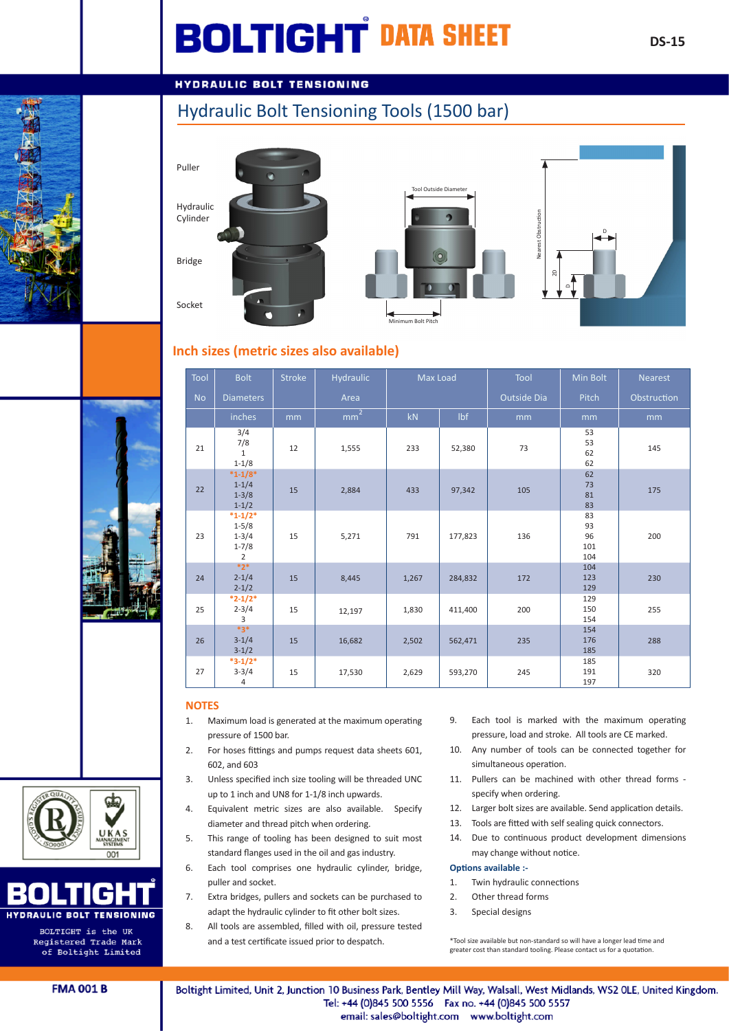# BOLTIGHT DATA SHEET

DS-15

HYDRAULIC BOLT TENSIONING

## Hydraulic Bolt Tensioning Tools (1500 bar)

Puller

Hydraulic Cylinder

Bridge

Socket

Tool Outside Diameter

Minimum Bolt Pitch

Nearest Obstruction

D

20

D

## Inch sizes (metric sizes also available)

| Tool No | Bolt Diameters | Stroke | Hydraulic Area | Max Load | | Tool Outside Dia | Min Bolt Pitch | Nearest Obstruction |
|---|---|---|---|---|---|---|---|---|
| | inches | mm | $mm^2$ | kN | lbf | mm | mm | mm |
| 21 | 3/4<br>7/8<br>1<br>1-1/8 | 12 | 1,555 | 233 | 52,380 | 73 | 53<br>53<br>62<br>62 | 145 |
| 22 | *1-1/8*<br>1-1/4<br>1-3/8<br>1-1/2 | 15 | 2,884 | 433 | 97,342 | 105 | 62<br>73<br>81<br>83 | 175 |
| 23 | *1-1/2*<br>1-5/8<br>1-3/4<br>1-7/8<br>2 | 15 | 5,271 | 791 | 177,823 | 136 | 83<br>93<br>96<br>101<br>104 | 200 |
| 24 | *2*<br>2-1/4<br>2-1/2 | 15 | 8,445 | 1,267 | 284,832 | 172 | 104<br>123<br>129 | 230 |
| 25 | *2-1/2*<br>2-3/4<br>3 | 15 | 12,197 | 1,830 | 411,400 | 200 | 129<br>150<br>154 | 255 |
| 26 | *3*<br>3-1/4<br>3-1/2 | 15 | 16,682 | 2,502 | 562,471 | 235 | 154<br>176<br>185 | 288 |
| 27 | *3-1/2*<br>3-3/4<br>4 | 15 | 17,530 | 2,629 | 593,270 | 245 | 185<br>191<br>197 | 320 |

## NOTES

1. Maximum load is generated at the maximum operating pressure of 1500 bar.
2. For hoses fittings and pumps request data sheets 601, 602, and 603
3. Unless specified inch size tooling will be threaded UNC up to 1 inch and UN8 for 1-1/8 inch upwards.
4. Equivalent metric sizes are also available. Specify diameter and thread pitch when ordering.
5. This range of tooling has been designed to suit most standard flanges used in the oil and gas industry.
6. Each tool comprises one hydraulic cylinder, bridge, puller and socket.
7. Extra bridges, pullers and sockets can be purchased to adapt the hydraulic cylinder to fit other bolt sizes.
8. All tools are assembled, filled with oil, pressure tested and a test certificate issued prior to despatch.
9. Each tool is marked with the maximum operating pressure, load and stroke. All tools are CE marked.
10. Any number of tools can be connected together for simultaneous operation.
11. Pullers can be machined with other thread forms - specify when ordering.
12. Larger bolt sizes are available. Send application details.
13. Tools are fitted with self sealing quick connectors.
14. Due to continuous product development dimensions may change without notice.

**Options available :-**

1. Twin hydraulic connections
2. Other thread forms
3. Special designs

*Tool size available but non-standard so will have a longer lead time and greater cost than standard tooling. Please contact us for a quotation.

UKAS MANAGEMENT SYSTEMS 001

BOLTIGHT
HYDRAULIC BOLT TENSIONING

BOLTIGHT is the UK Registered Trade Mark of Boltight Limited

FMA 001 B

Boltight Limited, Unit 2, Junction 10 Business Park, Bentley Mill Way, Walsall, West Midlands, WS2 0LE, United Kingdom.
Tel: +44 (0)845 500 5556 Fax no. +44 (0)845 500 5557
email: sales@boltight.com www.boltight.com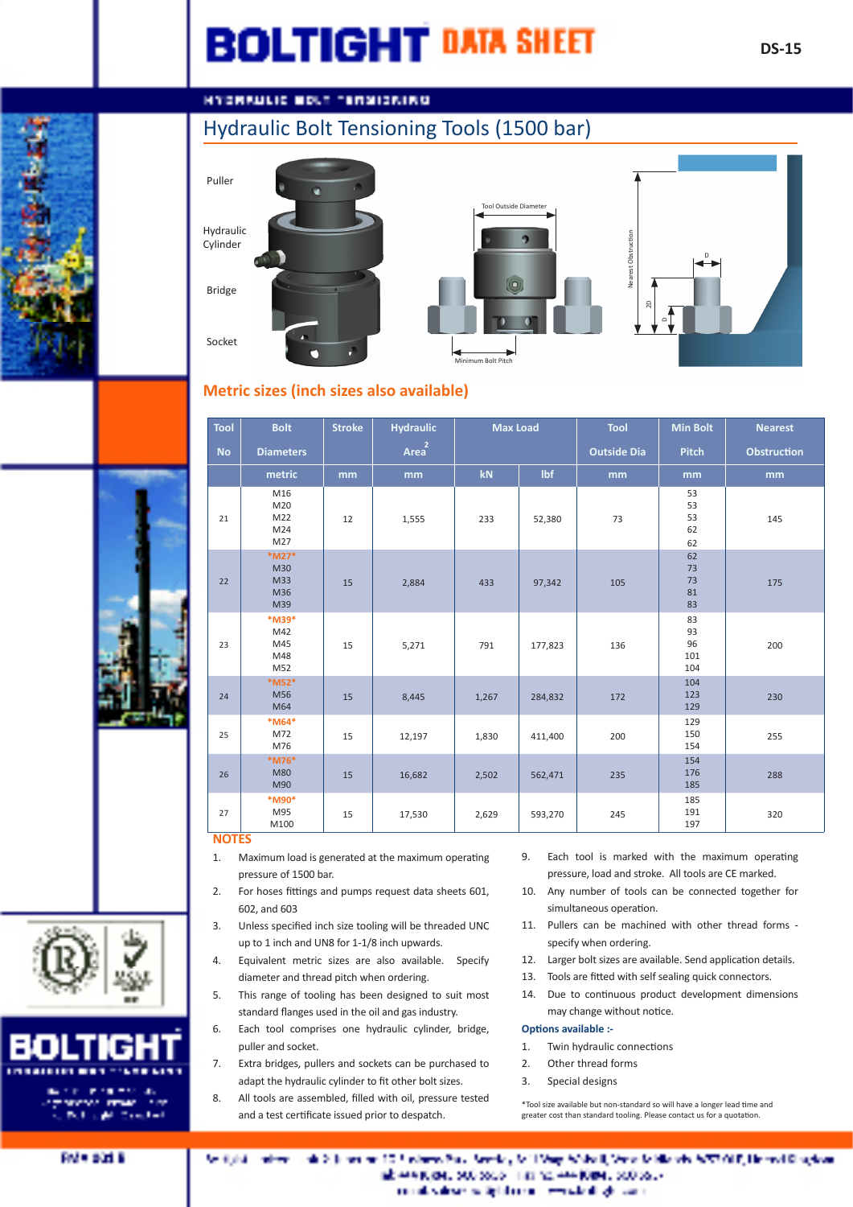# BOLTIGHT DATA SHEET

DS-15

HYDRAULIC BOLT TENSIONING

## Hydraulic Bolt Tensioning Tools (1500 bar)

Puller

Hydraulic Cylinder

Bridge

Socket

Tool Outside Diameter

Minimum Bolt Pitch

Nearest Obstruction

D

20

D

## Metric sizes (inch sizes also available)

| Tool No | Bolt Diameters | Stroke | Hydraulic Area² | Max Load | | Tool Outside Dia | Min Bolt Pitch | Nearest Obstruction |
|---|---|---|---|---|---|---|---|---|
| | metric | mm | mm | kN | lbf | mm | mm | mm |
| 21 | M16<br>M20<br>M22<br>M24<br>M27 | 12 | 1,555 | 233 | 52,380 | 73 | 53<br>53<br>53<br>62<br>62 | 145 |
| 22 | *M27*<br>M30<br>M33<br>M36<br>M39 | 15 | 2,884 | 433 | 97,342 | 105 | 62<br>73<br>73<br>81<br>83 | 175 |
| 23 | *M39*<br>M42<br>M45<br>M48<br>M52 | 15 | 5,271 | 791 | 177,823 | 136 | 83<br>93<br>96<br>101<br>104 | 200 |
| 24 | *M52*<br>M56<br>M64 | 15 | 8,445 | 1,267 | 284,832 | 172 | 104<br>123<br>129 | 230 |
| 25 | *M64*<br>M72<br>M76 | 15 | 12,197 | 1,830 | 411,400 | 200 | 129<br>150<br>154 | 255 |
| 26 | *M76*<br>M80<br>M90 | 15 | 16,682 | 2,502 | 562,471 | 235 | 154<br>176<br>185 | 288 |
| 27 | *M90*<br>M95<br>M100 | 15 | 17,530 | 2,629 | 593,270 | 245 | 185<br>191<br>197 | 320 |

### NOTES

1. Maximum load is generated at the maximum operating pressure of 1500 bar.
2. For hoses fittings and pumps request data sheets 601, 602, and 603
3. Unless specified inch size tooling will be threaded UNC up to 1 inch and UN8 for 1-1/8 inch upwards.
4. Equivalent metric sizes are also available. Specify diameter and thread pitch when ordering.
5. This range of tooling has been designed to suit most standard flanges used in the oil and gas industry.
6. Each tool comprises one hydraulic cylinder, bridge, puller and socket.
7. Extra bridges, pullers and sockets can be purchased to adapt the hydraulic cylinder to fit other bolt sizes.
8. All tools are assembled, filled with oil, pressure tested and a test certificate issued prior to despatch.
9. Each tool is marked with the maximum operating pressure, load and stroke. All tools are CE marked.
10. Any number of tools can be connected together for simultaneous operation.
11. Pullers can be machined with other thread forms - specify when ordering.
12. Larger bolt sizes are available. Send application details.
13. Tools are fitted with self sealing quick connectors.
14. Due to continuous product development dimensions may change without notice.

**Options available :-**

1. Twin hydraulic connections
2. Other thread forms
3. Special designs

*Tool size available but non-standard so will have a longer lead time and greater cost than standard tooling. Please contact us for a quotation.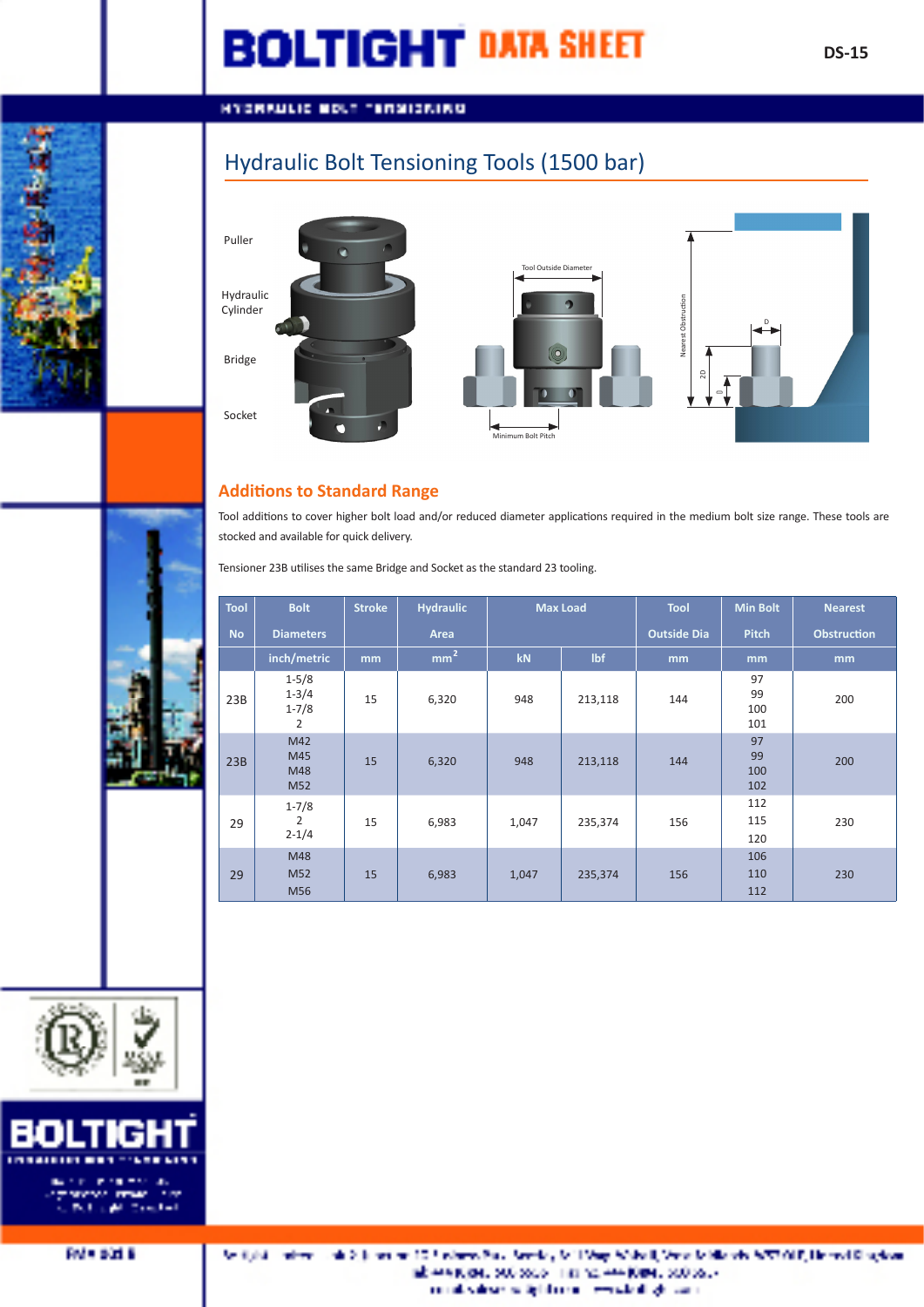# BOLTIGHT DATA SHEET

DS-15

HYDRAULIC BOLT TENSIONING

## Hydraulic Bolt Tensioning Tools (1500 bar)

Puller

Hydraulic Cylinder

Bridge

Socket

Tool Outside Diameter

Minimum Bolt Pitch

Nearest Obstruction

D

2D

D

## Additions to Standard Range

Tool additions to cover higher bolt load and/or reduced diameter applications required in the medium bolt size range. These tools are stocked and available for quick delivery.

Tensioner 23B utilises the same Bridge and Socket as the standard 23 tooling.

| Tool No | Bolt Diameters | Stroke | Hydraulic Area | Max Load | | Tool Outside Dia | Min Bolt Pitch | Nearest Obstruction |
|---|---|---|---|---|---|---|---|---|
| | inch/metric | mm | $mm^2$ | kN | lbf | mm | mm | mm |
| 23B | 1-5/8<br>1-3/4<br>1-7/8<br>2 | 15 | 6,320 | 948 | 213,118 | 144 | 97<br>99<br>100<br>101 | 200 |
| 23B | M42<br>M45<br>M48<br>M52 | 15 | 6,320 | 948 | 213,118 | 144 | 97<br>99<br>100<br>102 | 200 |
| 29 | 1-7/8<br>2<br>2-1/4 | 15 | 6,983 | 1,047 | 235,374 | 156 | 112<br>115<br>120 | 230 |
| 29 | M48<br>M52<br>M56 | 15 | 6,983 | 1,047 | 235,374 | 156 | 106<br>110<br>112 | 230 |